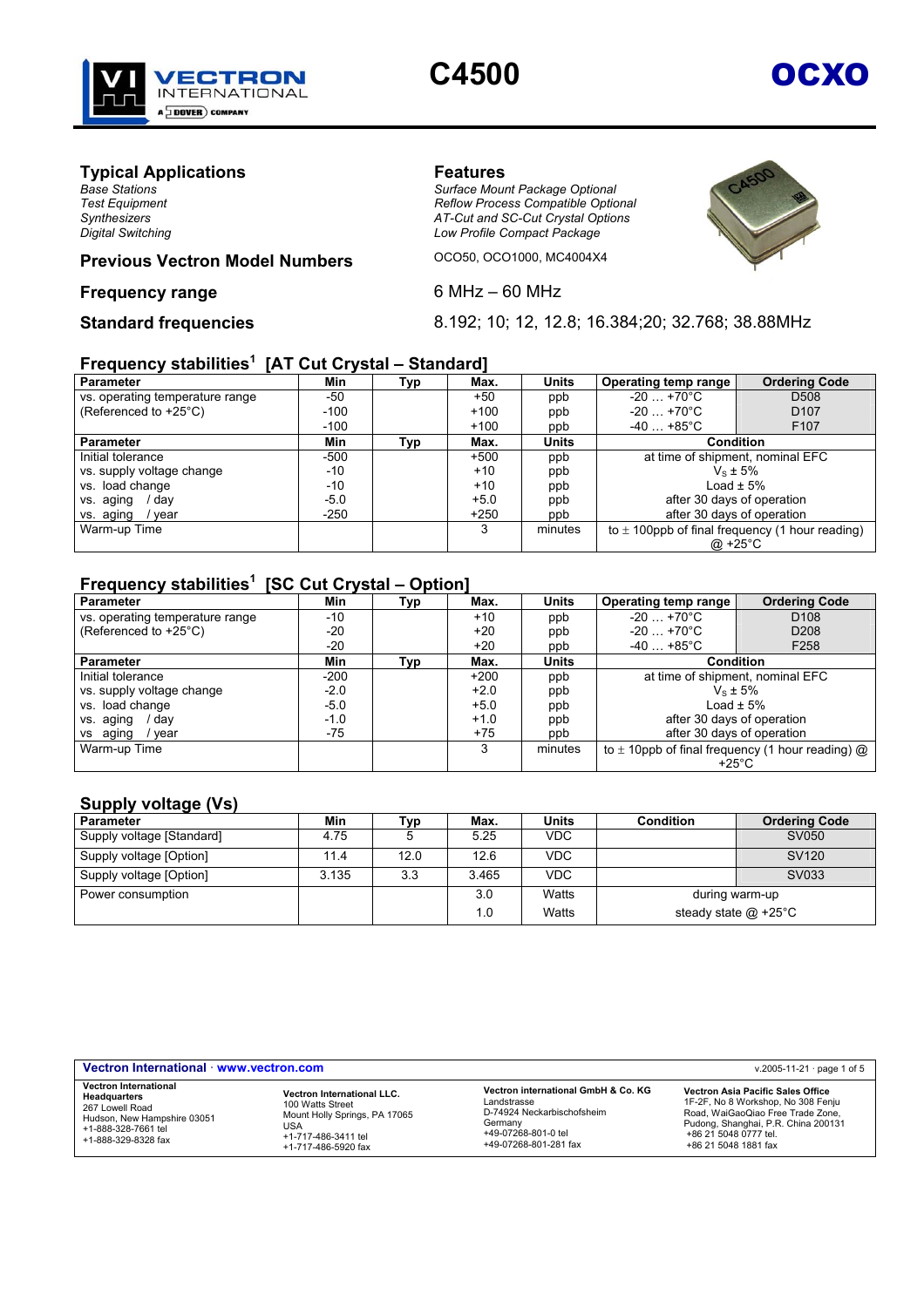# C4500 OCXO

Vectron International – A Dover Company

## Typical Applications

*Base Stations*
*Test Equipment*
*Synthesizers*
*Digital Switching*

## Features

*Surface Mount Package Optional*
*Reflow Process Compatible Optional*
*AT-Cut and SC-Cut Crystal Options*
*Low Profile Compact Package*

## Previous Vectron Model Numbers

OCO50, OCO1000, MC4004X4

## Frequency range

6 MHz – 60 MHz

## Standard frequencies

8.192; 10; 12, 12.8; 16.384;20; 32.768; 38.88MHz

## Frequency stabilities[1] [AT Cut Crystal – Standard]

| Parameter | Min | Typ | Max. | Units | Operating temp range | Ordering Code |
|---|---|---|---|---|---|---|
| vs. operating temperature range | -50 | | +50 | ppb | -20 … +70°C | D508 |
| (Referenced to +25°C) | -100 | | +100 | ppb | -20 … +70°C | D107 |
| | -100 | | +100 | ppb | -40 … +85°C | F107 |
| **Parameter** | **Min** | **Typ** | **Max.** | **Units** | **Condition** | |
| Initial tolerance | -500 | | +500 | ppb | at time of shipment, nominal EFC | |
| vs. supply voltage change | -10 | | +10 | ppb | $V_S$ ± 5% | |
| vs. load change | -10 | | +10 | ppb | Load ± 5% | |
| vs. aging / day | -5.0 | | +5.0 | ppb | after 30 days of operation | |
| vs. aging / year | -250 | | +250 | ppb | after 30 days of operation | |
| Warm-up Time | | | 3 | minutes | to ± 100ppb of final frequency (1 hour reading) @ +25°C | |

## Frequency stabilities[1] [SC Cut Crystal – Option]

| Parameter | Min | Typ | Max. | Units | Operating temp range | Ordering Code |
|---|---|---|---|---|---|---|
| vs. operating temperature range | -10 | | +10 | ppb | -20 … +70°C | D108 |
| (Referenced to +25°C) | -20 | | +20 | ppb | -20 … +70°C | D208 |
| | -20 | | +20 | ppb | -40 … +85°C | F258 |
| **Parameter** | **Min** | **Typ** | **Max.** | **Units** | **Condition** | |
| Initial tolerance | -200 | | +200 | ppb | at time of shipment, nominal EFC | |
| vs. supply voltage change | -2.0 | | +2.0 | ppb | $V_S$ ± 5% | |
| vs. load change | -5.0 | | +5.0 | ppb | Load ± 5% | |
| vs. aging / day | -1.0 | | +1.0 | ppb | after 30 days of operation | |
| vs aging / year | -75 | | +75 | ppb | after 30 days of operation | |
| Warm-up Time | | | 3 | minutes | to ± 10ppb of final frequency (1 hour reading) @ +25°C | |

## Supply voltage (Vs)

| Parameter | Min | Typ | Max. | Units | Condition | Ordering Code |
|---|---|---|---|---|---|---|
| Supply voltage [Standard] | 4.75 | 5 | 5.25 | VDC | | SV050 |
| Supply voltage [Option] | 11.4 | 12.0 | 12.6 | VDC | | SV120 |
| Supply voltage [Option] | 3.135 | 3.3 | 3.465 | VDC | | SV033 |
| Power consumption | | | 3.0 | Watts | during warm-up | |
| | | | 1.0 | Watts | steady state @ +25°C | |

**Vectron International · www.vectron.com** v.2005-11-21

**Vectron International Headquarters**
267 Lowell Road
Hudson, New Hampshire 03051
+1-888-328-7661 tel
+1-888-329-8328 fax

**Vectron International LLC.**
100 Watts Street
Mount Holly Springs, PA 17065
USA
+1-717-486-3411 tel
+1-717-486-5920 fax

**Vectron international GmbH & Co. KG**
Landstrasse
D-74924 Neckarbischofsheim
Germany
+49-07268-801-0 tel
+49-07268-801-281 fax

**Vectron Asia Pacific Sales Office**
1F-2F, No 8 Workshop, No 308 Fenju Road, WaiGaoQiao Free Trade Zone, Pudong, Shanghai, P.R. China 200131
+86 21 5048 0777 tel.
+86 21 5048 1881 fax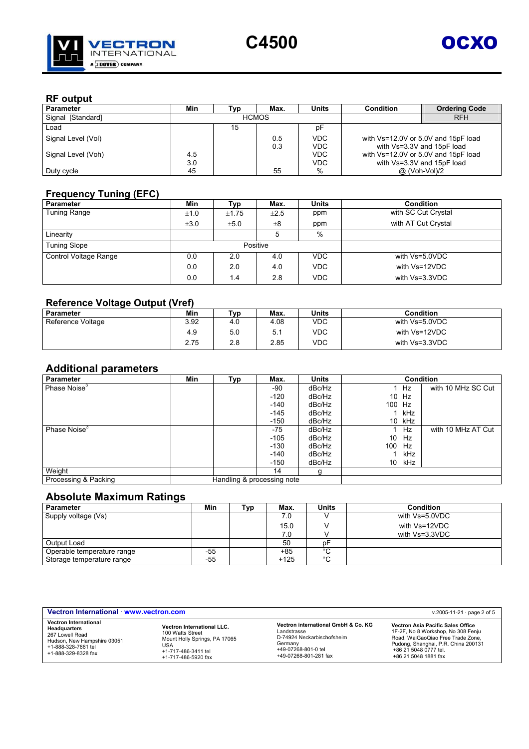## RF output

| Parameter | Min | Typ | Max. | Units | Condition | Ordering Code |
|---|---|---|---|---|---|---|
| Signal [Standard] | | HCMOS | | | | RFH |
| Load | | 15 | | pF | | |
| Signal Level (Vol) | | | 0.5 | VDC | with Vs=12.0V or 5.0V and 15pF load | |
| | | | 0.3 | VDC | with Vs=3.3V and 15pF load | |
| Signal Level (Voh) | 4.5 | | | VDC | with Vs=12.0V or 5.0V and 15pF load | |
| | 3.0 | | | VDC | with Vs=3.3V and 15pF load | |
| Duty cycle | 45 | | 55 | % | @ (Voh-Vol)/2 | |

## Frequency Tuning (EFC)

| Parameter | Min | Typ | Max. | Units | Condition |
|---|---|---|---|---|---|
| Tuning Range | ±1.0 | ±1.75 | ±2.5 | ppm | with SC Cut Crystal |
| | ±3.0 | ±5.0 | ±8 | ppm | with AT Cut Crystal |
| Linearity | | | 5 | % | |
| Tuning Slope | | Positive | | | |
| Control Voltage Range | 0.0 | 2.0 | 4.0 | VDC | with Vs=5.0VDC |
| | 0.0 | 2.0 | 4.0 | VDC | with Vs=12VDC |
| | 0.0 | 1.4 | 2.8 | VDC | with Vs=3.3VDC |

## Reference Voltage Output (Vref)

| Parameter | Min | Typ | Max. | Units | Condition |
|---|---|---|---|---|---|
| Reference Voltage | 3.92 | 4.0 | 4.08 | VDC | with Vs=5.0VDC |
| | 4.9 | 5.0 | 5.1 | VDC | with Vs=12VDC |
| | 2.75 | 2.8 | 2.85 | VDC | with Vs=3.3VDC |

## Additional parameters

| Parameter | Min | Typ | Max. | Units | Condition | |
|---|---|---|---|---|---|---|
| Phase Noise[3] | | | -90 | dBc/Hz | 1 Hz | with 10 MHz SC Cut |
| | | | -120 | dBc/Hz | 10 Hz | |
| | | | -140 | dBc/Hz | 100 Hz | |
| | | | -145 | dBc/Hz | 1 kHz | |
| | | | -150 | dBc/Hz | 10 kHz | |
| Phase Noise[3] | | | -75 | dBc/Hz | 1 Hz | with 10 MHz AT Cut |
| | | | -105 | dBc/Hz | 10 Hz | |
| | | | -130 | dBc/Hz | 100 Hz | |
| | | | -140 | dBc/Hz | 1 kHz | |
| | | | -150 | dBc/Hz | 10 kHz | |
| Weight | | | 14 | g | | |
| Processing & Packing | | Handling & processing note | | | | |

## Absolute Maximum Ratings

| Parameter | Min | Typ | Max. | Units | Condition |
|---|---|---|---|---|---|
| Supply voltage (Vs) | | | 7.0 | V | with Vs=5.0VDC |
| | | | 15.0 | V | with Vs=12VDC |
| | | | 7.0 | V | with Vs=3.3VDC |
| Output Load | | | 50 | pF | |
| Operable temperature range | -55 | | +85 | °C | |
| Storage temperature range | -55 | | +125 | °C | |

**Vectron International · www.vectron.com** v.2005-11-21

**Vectron International Headquarters**
267 Lowell Road
Hudson, New Hampshire 03051
+1-888-328-7661 tel
+1-888-329-8328 fax

**Vectron International LLC.**
100 Watts Street
Mount Holly Springs, PA 17065
USA
+1-717-486-3411 tel
+1-717-486-5920 fax

**Vectron international GmbH & Co. KG**
Landstrasse
D-74924 Neckarbischofsheim
Germany
+49-07268-801-0 tel
+49-07268-801-281 fax

**Vectron Asia Pacific Sales Office**
1F-2F, No 8 Workshop, No 308 Fenju Road, WaiGaoQiao Free Trade Zone, Pudong, Shanghai, P.R. China 200131
+86 21 5048 0777 tel.
+86 21 5048 1881 fax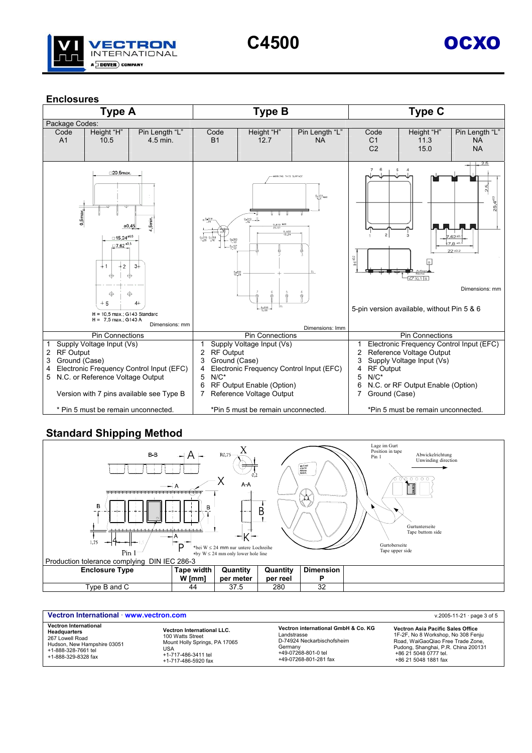## Enclosures

| Type A | | | Type B | | | Type C | | |
|---|---|---|---|---|---|---|---|---|
| Package Codes: | | | | | | | | |
| Code | Height "H" | Pin Length "L" | Code | Height "H" | Pin Length "L" | Code | Height "H" | Pin Length "L" |
| A1 | 10.5 | 4.5 min. | B1 | 12.7 | NA | C1<br>C2 | 11.3<br>15.0 | NA<br>NA |

H = 10,5 max.; G143 Standard
H = 7,5 max.; G143 A
Dimensions: mm

Dimensions: Imm

5-pin version available, without Pin 5 & 6

Dimensions: mm

| Pin Connections (Type A) | Pin Connections (Type B) | Pin Connections (Type C) |
|---|---|---|
| 1 Supply Voltage Input (Vs) | 1 Supply Voltage Input (Vs) | 1 Electronic Frequency Control Input (EFC) |
| 2 RF Output | 2 RF Output | 2 Reference Voltage Output |
| 3 Ground (Case) | 3 Ground (Case) | 3 Supply Voltage Input (Vs) |
| 4 Electronic Frequency Control Input (EFC) | 4 Electronic Frequency Control Input (EFC) | 4 RF Output |
| 5 N.C. or Reference Voltage Output | 5 N/C* | 5 N/C* |
| | 6 RF Output Enable (Option) | 6 N.C. or RF Output Enable (Option) |
| Version with 7 pins available see Type B | 7 Reference Voltage Output | 7 Ground (Case) |
| * Pin 5 must be remain unconnected. | *Pin 5 must be remain unconnected. | *Pin 5 must be remain unconnected. |

## Standard Shipping Method

*bei W ≤ 24 mm nur untere Lochreihe
*by W ≤ 24 mm only lower hole line

Lage im Gurt / Position in tape Pin 1
Abwickelrichtung / Unwinding direction
Gurtunterseite / Tape buttom side
Gurtoberseite / Tape upper side

Production tolerance complying DIN IEC 286-3

| Enclosure Type | Tape width W [mm] | Quantity per meter | Quantity per reel | Dimension P |
|---|---|---|---|---|
| Type B and C | 44 | 37.5 | 280 | 32 |

**Vectron International · www.vectron.com**

**Vectron International Headquarters**
267 Lowell Road
Hudson, New Hampshire 03051
+1-888-328-7661 tel
+1-888-329-8328 fax

**Vectron International LLC.**
100 Watts Street
Mount Holly Springs, PA 17065
USA
+1-717-486-3411 tel
+1-717-486-5920 fax

**Vectron international GmbH & Co. KG**
Landstrasse
D-74924 Neckarbischofsheim
Germany
+49-07268-801-0 tel
+49-07268-801-281 fax

**Vectron Asia Pacific Sales Office**
1F-2F, No 8 Workshop, No 308 Fenju Road, WaiGaoQiao Free Trade Zone, Pudong, Shanghai, P.R. China 200131
+86 21 5048 0777 tel.
+86 21 5048 1881 fax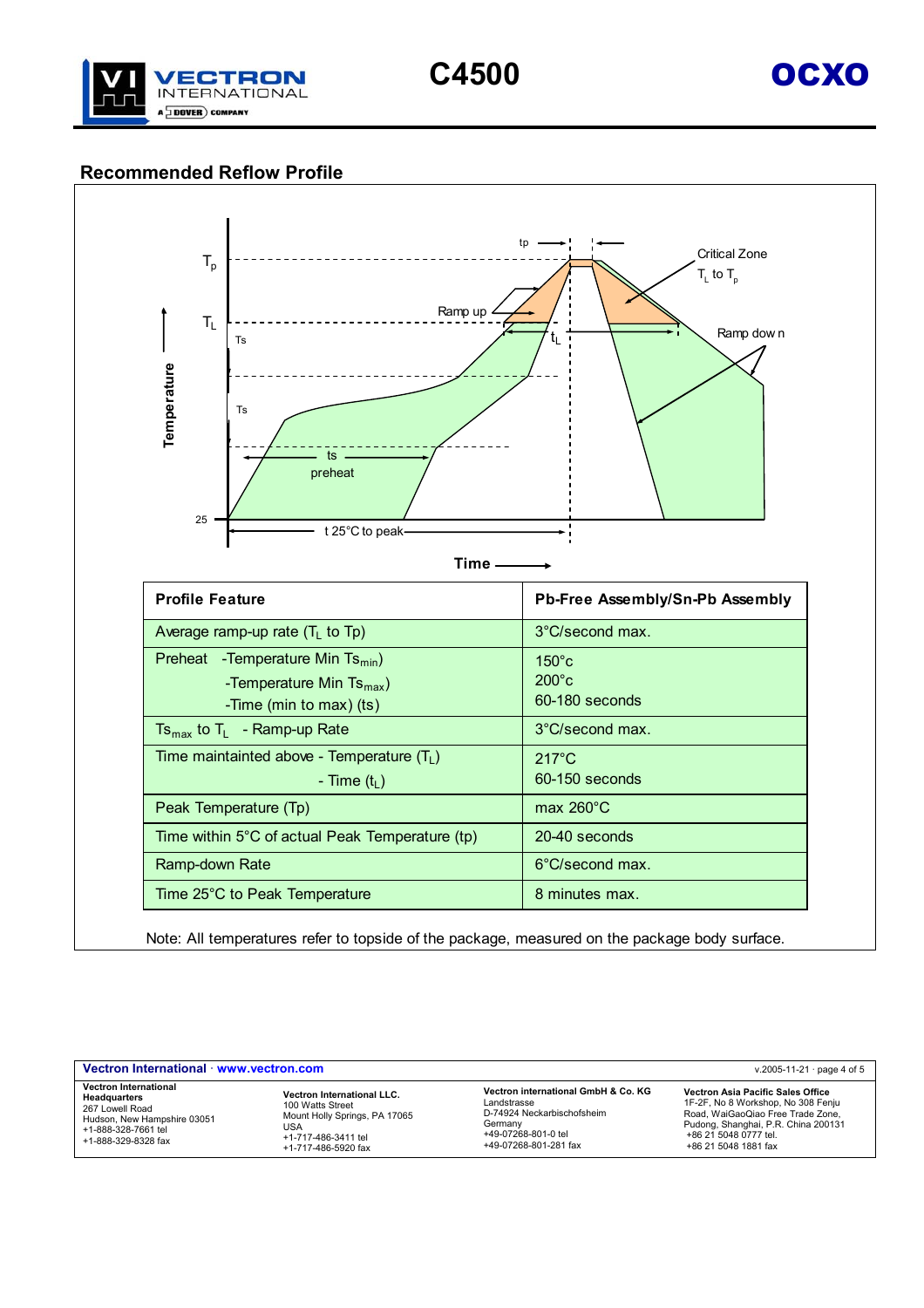## Recommended Reflow Profile

| Profile Feature | Pb-Free Assembly/Sn-Pb Assembly |
|---|---|
| Average ramp-up rate ($T_L$ to Tp) | 3°C/second max. |
| Preheat -Temperature Min $Ts_{min}$)<br>-Temperature Min $Ts_{max}$)<br>-Time (min to max) (ts) | 150°c<br>200°c<br>60-180 seconds |
| $Ts_{max}$ to $T_L$ - Ramp-up Rate | 3°C/second max. |
| Time maintainted above - Temperature ($T_L$)<br>- Time ($t_L$) | 217°C<br>60-150 seconds |
| Peak Temperature (Tp) | max 260°C |
| Time within 5°C of actual Peak Temperature (tp) | 20-40 seconds |
| Ramp-down Rate | 6°C/second max. |
| Time 25°C to Peak Temperature | 8 minutes max. |

Note: All temperatures refer to topside of the package, measured on the package body surface.

**Vectron International** · www.vectron.com

**Vectron International Headquarters**
267 Lowell Road
Hudson, New Hampshire 03051
+1-888-328-7661 tel
+1-888-329-8328 fax

**Vectron International LLC.**
100 Watts Street
Mount Holly Springs, PA 17065
USA
+1-717-486-3411 tel
+1-717-486-5920 fax

**Vectron international GmbH & Co. KG**
Landstrasse
D-74924 Neckarbischofsheim
Germany
+49-07268-801-0 tel
+49-07268-801-281 fax

**Vectron Asia Pacific Sales Office**
1F-2F, No 8 Workshop, No 308 Fenju Road, WaiGaoQiao Free Trade Zone, Pudong, Shanghai, P.R. China 200131
+86 21 5048 0777 tel.
+86 21 5048 1881 fax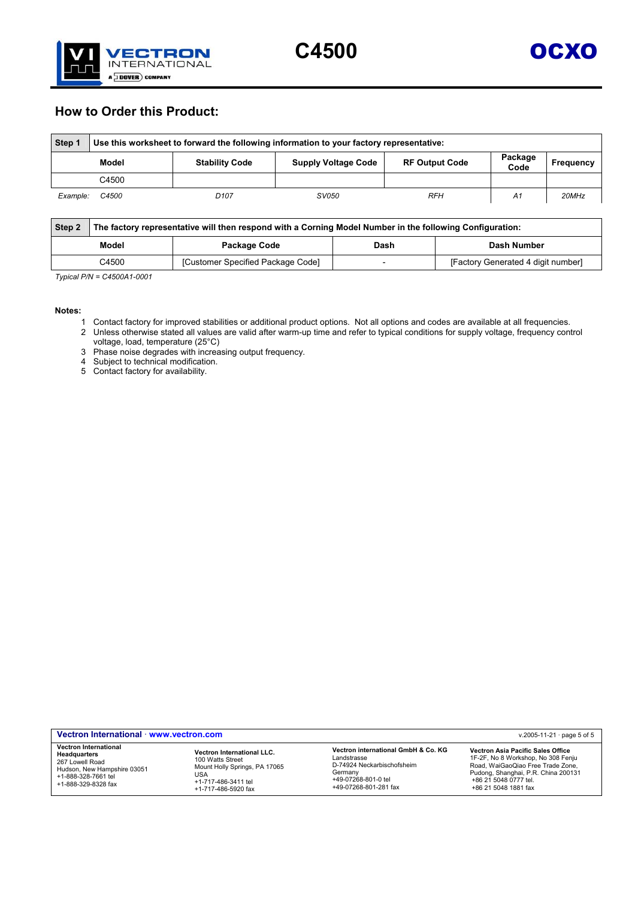## How to Order this Product:

| Step 1 | Use this worksheet to forward the following information to your factory representative: | | | | |
|---|---|---|---|---|---|
| Model | Stability Code | Supply Voltage Code | RF Output Code | Package Code | Frequency |
| C4500 | | | | | |
| *Example:* *C4500* | *D107* | *SV050* | *RFH* | *A1* | *20MHz* |

| Step 2 | The factory representative will then respond with a Corning Model Number in the following Configuration: | | |
|---|---|---|---|
| Model | Package Code | Dash | Dash Number |
| C4500 | [Customer Specified Package Code] | - | [Factory Generated 4 digit number] |

*Typical P/N = C4500A1-0001*

**Notes:**

1. Contact factory for improved stabilities or additional product options. Not all options and codes are available at all frequencies.
2. Unless otherwise stated all values are valid after warm-up time and refer to typical conditions for supply voltage, frequency control voltage, load, temperature (25°C)
3. Phase noise degrades with increasing output frequency.
4. Subject to technical modification.
5. Contact factory for availability.

**Vectron International · www.vectron.com**

**Vectron International Headquarters**
267 Lowell Road
Hudson, New Hampshire 03051
+1-888-328-7661 tel
+1-888-329-8328 fax

**Vectron International LLC.**
100 Watts Street
Mount Holly Springs, PA 17065
USA
+1-717-486-3411 tel
+1-717-486-5920 fax

**Vectron international GmbH & Co. KG**
Landstrasse
D-74924 Neckarbischofsheim
Germany
+49-07268-801-0 tel
+49-07268-801-281 fax

**Vectron Asia Pacific Sales Office**
1F-2F, No 8 Workshop, No 308 Fenju Road, WaiGaoQiao Free Trade Zone, Pudong, Shanghai, P.R. China 200131
+86 21 5048 0777 tel.
+86 21 5048 1881 fax